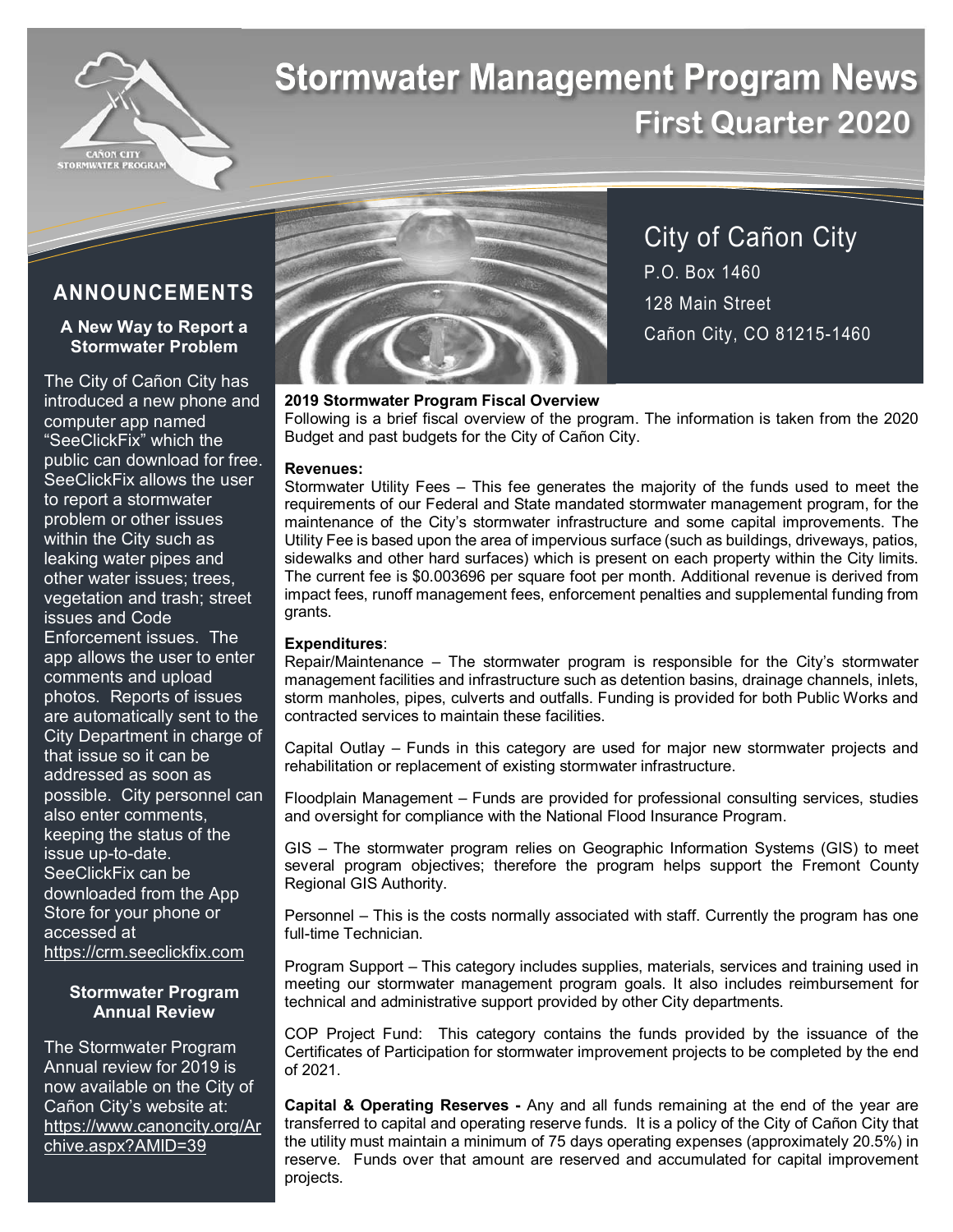# Stormwater Management Program News

## First Quarter 2020

City of Cañon City
P.O. Box 1460
128 Main Street
Cañon City, CO 81215-1460

## ANNOUNCEMENTS

### A New Way to Report a Stormwater Problem

The City of Cañon City has introduced a new phone and computer app named "SeeClickFix" which the public can download for free. SeeClickFix allows the user to report a stormwater problem or other issues within the City such as leaking water pipes and other water issues; trees, vegetation and trash; street issues and Code Enforcement issues. The app allows the user to enter comments and upload photos. Reports of issues are automatically sent to the City Department in charge of that issue so it can be addressed as soon as possible. City personnel can also enter comments, keeping the status of the issue up-to-date. SeeClickFix can be downloaded from the App Store for your phone or accessed at https://crm.seeclickfix.com

### Stormwater Program Annual Review

The Stormwater Program Annual review for 2019 is now available on the City of Cañon City's website at: https://www.canoncity.org/Archive.aspx?AMID=39

**2019 Stormwater Program Fiscal Overview**

Following is a brief fiscal overview of the program. The information is taken from the 2020 Budget and past budgets for the City of Cañon City.

**Revenues:**

Stormwater Utility Fees – This fee generates the majority of the funds used to meet the requirements of our Federal and State mandated stormwater management program, for the maintenance of the City's stormwater infrastructure and some capital improvements. The Utility Fee is based upon the area of impervious surface (such as buildings, driveways, patios, sidewalks and other hard surfaces) which is present on each property within the City limits. The current fee is $0.003696 per square foot per month. Additional revenue is derived from impact fees, runoff management fees, enforcement penalties and supplemental funding from grants.

**Expenditures**:

Repair/Maintenance – The stormwater program is responsible for the City's stormwater management facilities and infrastructure such as detention basins, drainage channels, inlets, storm manholes, pipes, culverts and outfalls. Funding is provided for both Public Works and contracted services to maintain these facilities.

Capital Outlay – Funds in this category are used for major new stormwater projects and rehabilitation or replacement of existing stormwater infrastructure.

Floodplain Management – Funds are provided for professional consulting services, studies and oversight for compliance with the National Flood Insurance Program.

GIS – The stormwater program relies on Geographic Information Systems (GIS) to meet several program objectives; therefore the program helps support the Fremont County Regional GIS Authority.

Personnel – This is the costs normally associated with staff. Currently the program has one full-time Technician.

Program Support – This category includes supplies, materials, services and training used in meeting our stormwater management program goals. It also includes reimbursement for technical and administrative support provided by other City departments.

COP Project Fund: This category contains the funds provided by the issuance of the Certificates of Participation for stormwater improvement projects to be completed by the end of 2021.

**Capital & Operating Reserves -** Any and all funds remaining at the end of the year are transferred to capital and operating reserve funds. It is a policy of the City of Cañon City that the utility must maintain a minimum of 75 days operating expenses (approximately 20.5%) in reserve. Funds over that amount are reserved and accumulated for capital improvement projects.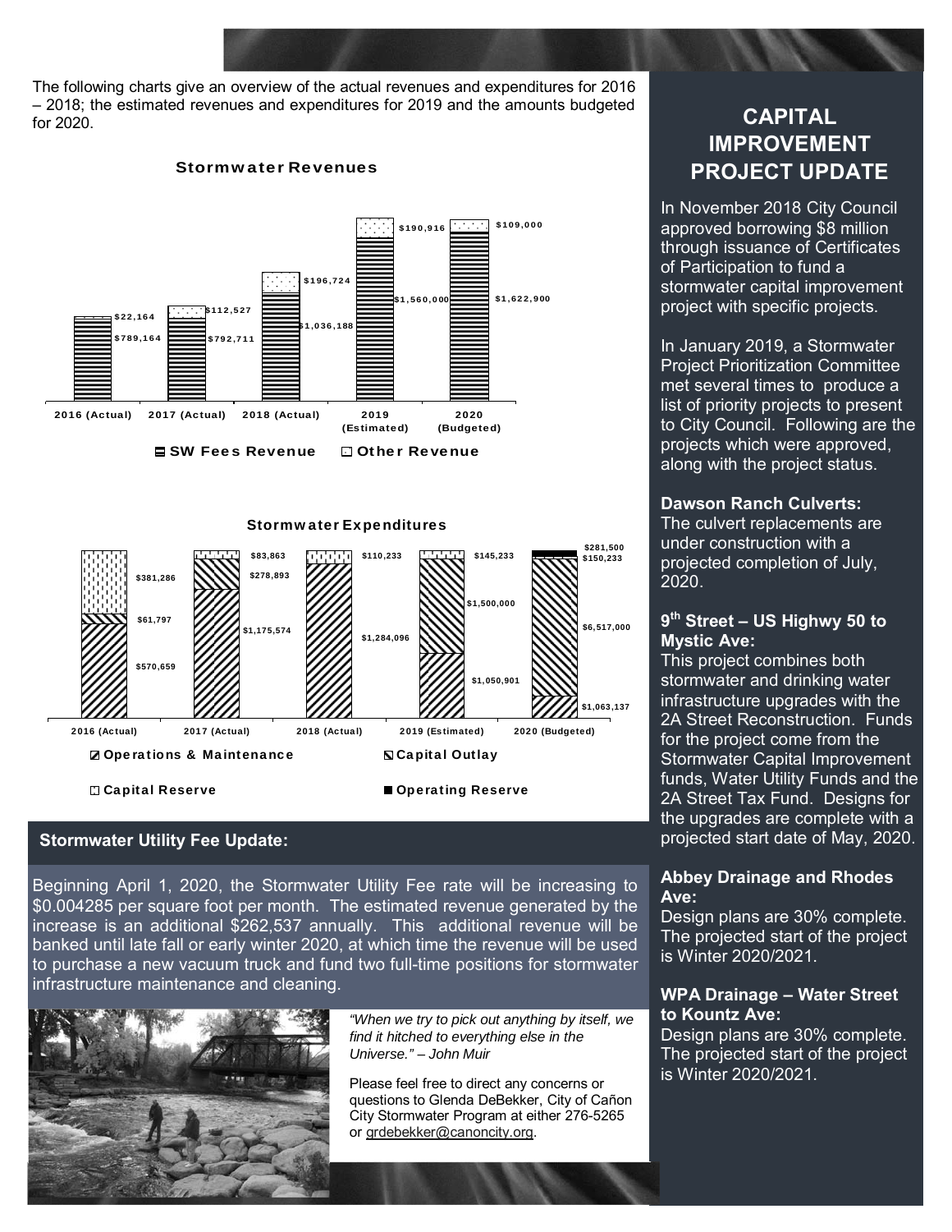The following charts give an overview of the actual revenues and expenditures for 2016 – 2018; the estimated revenues and expenditures for 2019 and the amounts budgeted for 2020.

**Stormwater Revenues**

$22,164
$789,164
$112,527
$792,711
$196,724
$1,036,188
$190,916
$1,560,000
$109,000
$1,622,900

2016 (Actual)
2017 (Actual)
2018 (Actual)
2019 (Estimated)
2020 (Budgeted)

SW Fees Revenue
Other Revenue

**Stormwater Expenditures**

$381,286
$61,797
$570,659
$83,863
$278,893
$1,175,574
$110,233
$1,284,096
$145,233
$1,500,000
$1,050,901
$281,500
$150,233
$6,517,000
$1,063,137

2016 (Actual)
2017 (Actual)
2018 (Actual)
2019 (Estimated)
2020 (Budgeted)

Operations & Maintenance
Capital Outlay
Capital Reserve
Operating Reserve

## Stormwater Utility Fee Update:

Beginning April 1, 2020, the Stormwater Utility Fee rate will be increasing to $0.004285 per square foot per month. The estimated revenue generated by the increase is an additional $262,537 annually. This additional revenue will be banked until late fall or early winter 2020, at which time the revenue will be used to purchase a new vacuum truck and fund two full-time positions for stormwater infrastructure maintenance and cleaning.

*"When we try to pick out anything by itself, we find it hitched to everything else in the Universe." – John Muir*

Please feel free to direct any concerns or questions to Glenda DeBekker, City of Cañon City Stormwater Program at either 276-5265 or grdebekker@canoncity.org.

## CAPITAL IMPROVEMENT PROJECT UPDATE

In November 2018 City Council approved borrowing $8 million through issuance of Certificates of Participation to fund a stormwater capital improvement project with specific projects.

In January 2019, a Stormwater Project Prioritization Committee met several times to produce a list of priority projects to present to City Council. Following are the projects which were approved, along with the project status.

**Dawson Ranch Culverts:**
The culvert replacements are under construction with a projected completion of July, 2020.

**9th Street – US Highway 50 to Mystic Ave:**
This project combines both stormwater and drinking water infrastructure upgrades with the 2A Street Reconstruction. Funds for the project come from the Stormwater Capital Improvement funds, Water Utility Funds and the 2A Street Tax Fund. Designs for the upgrades are complete with a projected start date of May, 2020.

**Abbey Drainage and Rhodes Ave:**
Design plans are 30% complete. The projected start of the project is Winter 2020/2021.

**WPA Drainage – Water Street to Kountz Ave:**
Design plans are 30% complete. The projected start of the project is Winter 2020/2021.